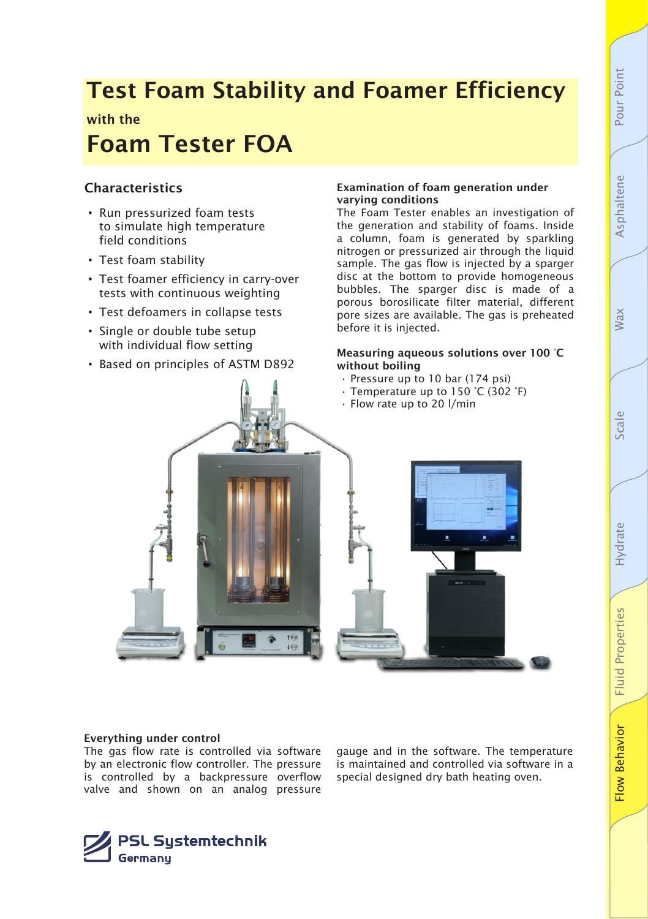# Test Foam Stability and Foamer Efficiency

**with the**

# Foam Tester FOA

## Characteristics

- Run pressurized foam tests to simulate high temperature field conditions
- Test foam stability
- Test foamer efficiency in carry-over tests with continuous weighting
- Test defoamers in collapse tests
- Single or double tube setup with individual flow setting
- Based on principles of ASTM D892

**Examination of foam generation under varying conditions**

The Foam Tester enables an investigation of the generation and stability of foams. Inside a column, foam is generated by sparkling nitrogen or pressurized air through the liquid sample. The gas flow is injected by a sparger disc at the bottom to provide homogeneous bubbles. The sparger disc is made of a porous borosilicate filter material, different pore sizes are available. The gas is preheated before it is injected.

**Measuring aqueous solutions over 100 °C without boiling**

- Pressure up to 10 bar (174 psi)
- Temperature up to 150 °C (302 °F)
- Flow rate up to 20 l/min

**Everything under control**

The gas flow rate is controlled via software by an electronic flow controller. The pressure is controlled by a backpressure overflow valve and shown on an analog pressure gauge and in the software. The temperature is maintained and controlled via software in a special designed dry bath heating oven.

PSL Systemtechnik
Germany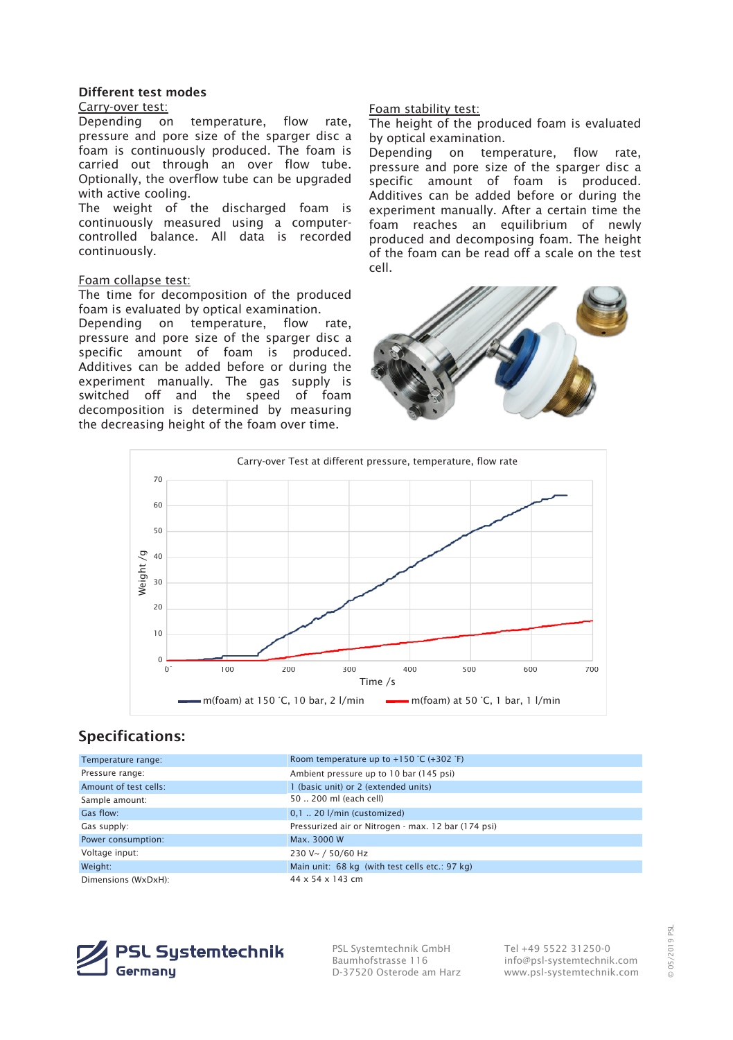**Different test modes**

Carry-over test:

Depending on temperature, flow rate, pressure and pore size of the sparger disc a foam is continuously produced. The foam is carried out through an over flow tube. Optionally, the overflow tube can be upgraded with active cooling.

The weight of the discharged foam is continuously measured using a computer-controlled balance. All data is recorded continuously.

Foam collapse test:

The time for decomposition of the produced foam is evaluated by optical examination.

Depending on temperature, flow rate, pressure and pore size of the sparger disc a specific amount of foam is produced. Additives can be added before or during the experiment manually. The gas supply is switched off and the speed of foam decomposition is determined by measuring the decreasing height of the foam over time.

Foam stability test:

The height of the produced foam is evaluated by optical examination.

Depending on temperature, flow rate, pressure and pore size of the sparger disc a specific amount of foam is produced. Additives can be added before or during the experiment manually. After a certain time the foam reaches an equilibrium of newly produced and decomposing foam. The height of the foam can be read off a scale on the test cell.

Carry-over Test at different pressure, temperature, flow rate

Weight /g

0
10
20
30
40
50
60
70

Time /s

0
100
200
300
400
500
600
700

m(foam) at 150 °C, 10 bar, 2 l/min

m(foam) at 50 °C, 1 bar, 1 l/min

## Specifications:

| | |
|---|---|
| Temperature range: | Room temperature up to +150 °C (+302 °F) |
| Pressure range: | Ambient pressure up to 10 bar (145 psi) |
| Amount of test cells: | 1 (basic unit) or 2 (extended units) |
| Sample amount: | 50 .. 200 ml (each cell) |
| Gas flow: | 0,1 .. 20 l/min (customized) |
| Gas supply: | Pressurized air or Nitrogen - max. 12 bar (174 psi) |
| Power consumption: | Max. 3000 W |
| Voltage input: | 230 V~ / 50/60 Hz |
| Weight: | Main unit: 68 kg (with test cells etc.: 97 kg) |
| Dimensions (WxDxH): | 44 x 54 x 143 cm |

PSL Systemtechnik
Germany

PSL Systemtechnik GmbH
Baumhofstrasse 116
D-37520 Osterode am Harz

Tel +49 5522 31250-0
info@psl-systemtechnik.com
www.psl-systemtechnik.com

© 05/2019 PSL